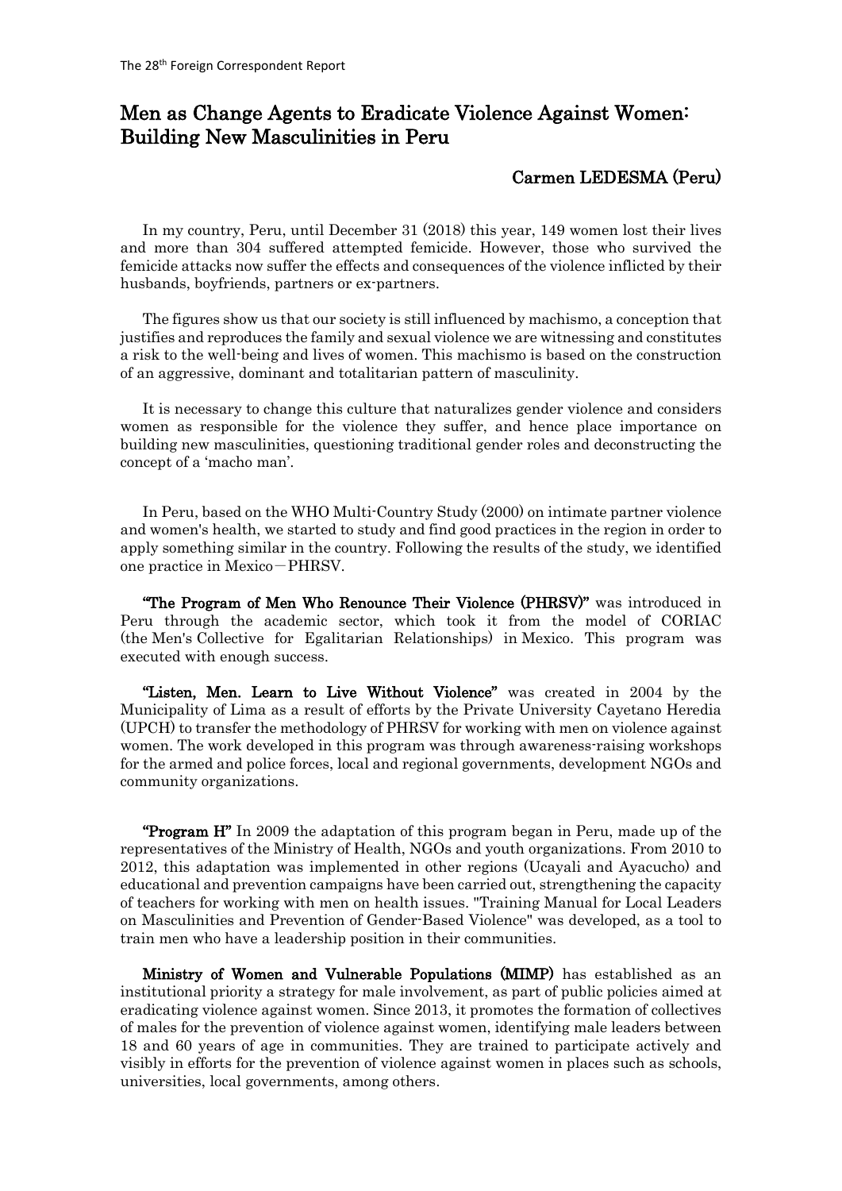The 28th Foreign Correspondent Report

# Men as Change Agents to Eradicate Violence Against Women: Building New Masculinities in Peru

## Carmen LEDESMA (Peru)

In my country, Peru, until December 31 (2018) this year, 149 women lost their lives and more than 304 suffered attempted femicide. However, those who survived the femicide attacks now suffer the effects and consequences of the violence inflicted by their husbands, boyfriends, partners or ex-partners.

The figures show us that our society is still influenced by machismo, a conception that justifies and reproduces the family and sexual violence we are witnessing and constitutes a risk to the well-being and lives of women. This machismo is based on the construction of an aggressive, dominant and totalitarian pattern of masculinity.

It is necessary to change this culture that naturalizes gender violence and considers women as responsible for the violence they suffer, and hence place importance on building new masculinities, questioning traditional gender roles and deconstructing the concept of a 'macho man'.

In Peru, based on the WHO Multi-Country Study (2000) on intimate partner violence and women's health, we started to study and find good practices in the region in order to apply something similar in the country. Following the results of the study, we identified one practice in Mexico－PHRSV.

**"The Program of Men Who Renounce Their Violence (PHRSV)"** was introduced in Peru through the academic sector, which took it from the model of CORIAC (the Men's Collective for Egalitarian Relationships) in Mexico. This program was executed with enough success.

**"Listen, Men. Learn to Live Without Violence"** was created in 2004 by the Municipality of Lima as a result of efforts by the Private University Cayetano Heredia (UPCH) to transfer the methodology of PHRSV for working with men on violence against women. The work developed in this program was through awareness-raising workshops for the armed and police forces, local and regional governments, development NGOs and community organizations.

**"Program H"** In 2009 the adaptation of this program began in Peru, made up of the representatives of the Ministry of Health, NGOs and youth organizations. From 2010 to 2012, this adaptation was implemented in other regions (Ucayali and Ayacucho) and educational and prevention campaigns have been carried out, strengthening the capacity of teachers for working with men on health issues. "Training Manual for Local Leaders on Masculinities and Prevention of Gender-Based Violence" was developed, as a tool to train men who have a leadership position in their communities.

**Ministry of Women and Vulnerable Populations (MIMP)** has established as an institutional priority a strategy for male involvement, as part of public policies aimed at eradicating violence against women. Since 2013, it promotes the formation of collectives of males for the prevention of violence against women, identifying male leaders between 18 and 60 years of age in communities. They are trained to participate actively and visibly in efforts for the prevention of violence against women in places such as schools, universities, local governments, among others.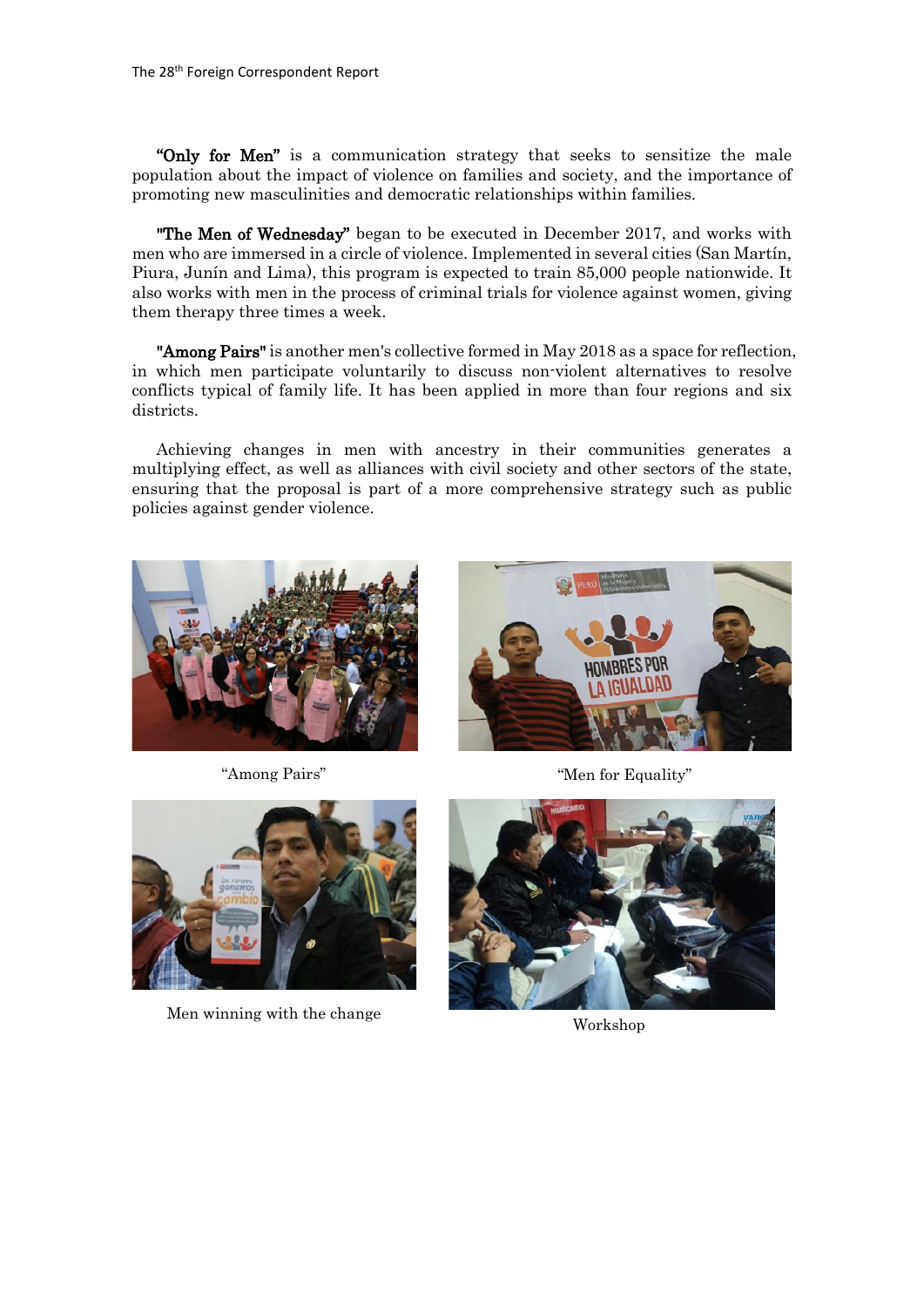**"Only for Men"** is a communication strategy that seeks to sensitize the male population about the impact of violence on families and society, and the importance of promoting new masculinities and democratic relationships within families.

**"The Men of Wednesday"** began to be executed in December 2017, and works with men who are immersed in a circle of violence. Implemented in several cities (San Martín, Piura, Junín and Lima), this program is expected to train 85,000 people nationwide. It also works with men in the process of criminal trials for violence against women, giving them therapy three times a week.

**"Among Pairs"** is another men's collective formed in May 2018 as a space for reflection, in which men participate voluntarily to discuss non-violent alternatives to resolve conflicts typical of family life. It has been applied in more than four regions and six districts.

Achieving changes in men with ancestry in their communities generates a multiplying effect, as well as alliances with civil society and other sectors of the state, ensuring that the proposal is part of a more comprehensive strategy such as public policies against gender violence.

"Among Pairs"

"Men for Equality"

Men winning with the change

Workshop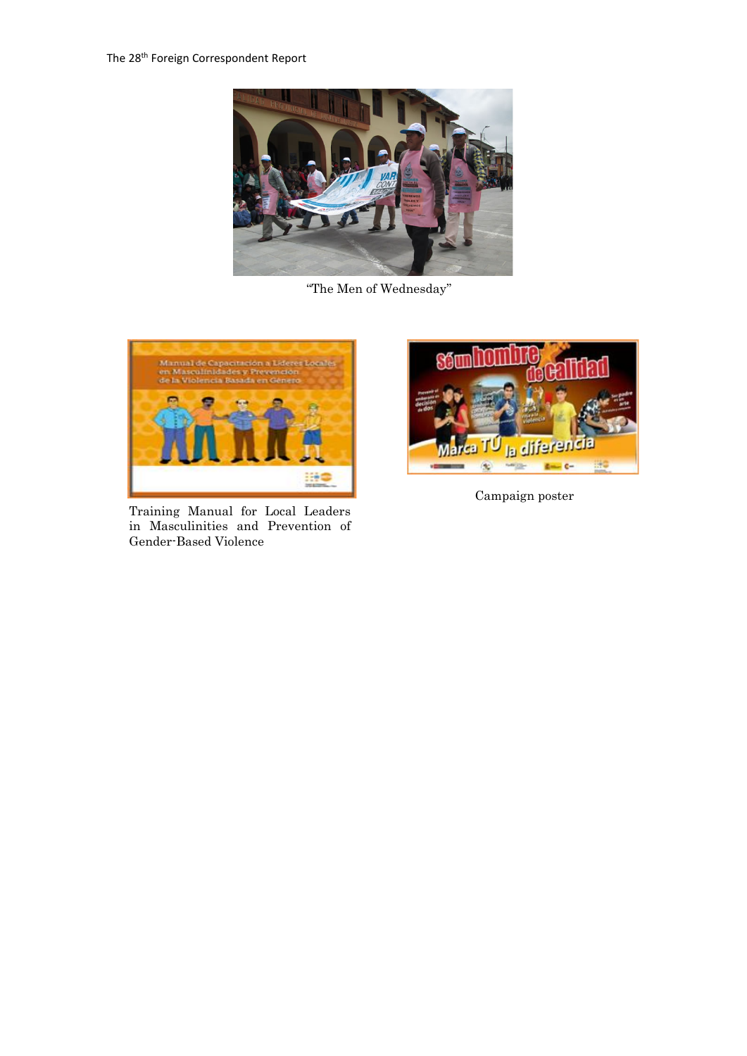"The Men of Wednesday"

Training Manual for Local Leaders in Masculinities and Prevention of Gender-Based Violence

Campaign poster